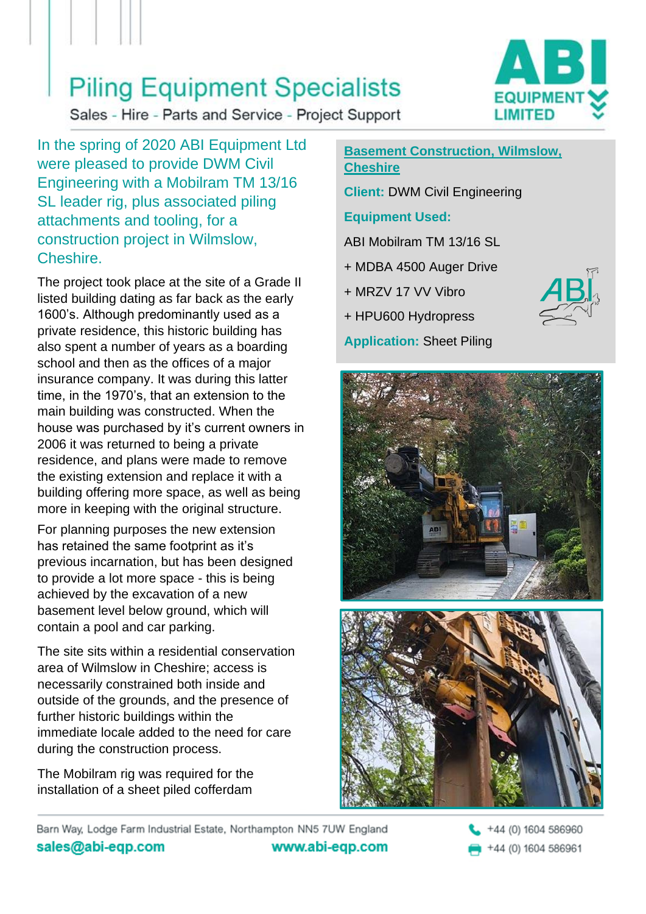# Piling Equipment Specialists

Sales - Hire - Parts and Service - Project Support

In the spring of 2020 ABI Equipment Ltd were pleased to provide DWM Civil Engineering with a Mobilram TM 13/16 SL leader rig, plus associated piling attachments and tooling, for a construction project in Wilmslow, Cheshire.

The project took place at the site of a Grade II listed building dating as far back as the early 1600's. Although predominantly used as a private residence, this historic building has also spent a number of years as a boarding school and then as the offices of a major insurance company. It was during this latter time, in the 1970's, that an extension to the main building was constructed. When the house was purchased by it's current owners in 2006 it was returned to being a private residence, and plans were made to remove the existing extension and replace it with a building offering more space, as well as being more in keeping with the original structure.

For planning purposes the new extension has retained the same footprint as it's previous incarnation, but has been designed to provide a lot more space - this is being achieved by the excavation of a new basement level below ground, which will contain a pool and car parking.

The site sits within a residential conservation area of Wilmslow in Cheshire; access is necessarily constrained both inside and outside of the grounds, and the presence of further historic buildings within the immediate locale added to the need for care during the construction process.

The Mobilram rig was required for the installation of a sheet piled cofferdam

**Basement Construction, Wilmslow, Cheshire**

**Client:** DWM Civil Engineering

**Equipment Used:**

ABI Mobilram TM 13/16 SL

+ MDBA 4500 Auger Drive

+ MRZV 17 VV Vibro

+ HPU600 Hydropress

**Application:** Sheet Piling

Barn Way, Lodge Farm Industrial Estate, Northampton NN5 7UW England

sales@abi-eqp.com www.abi-eqp.com

+44 (0) 1604 586960

+44 (0) 1604 586961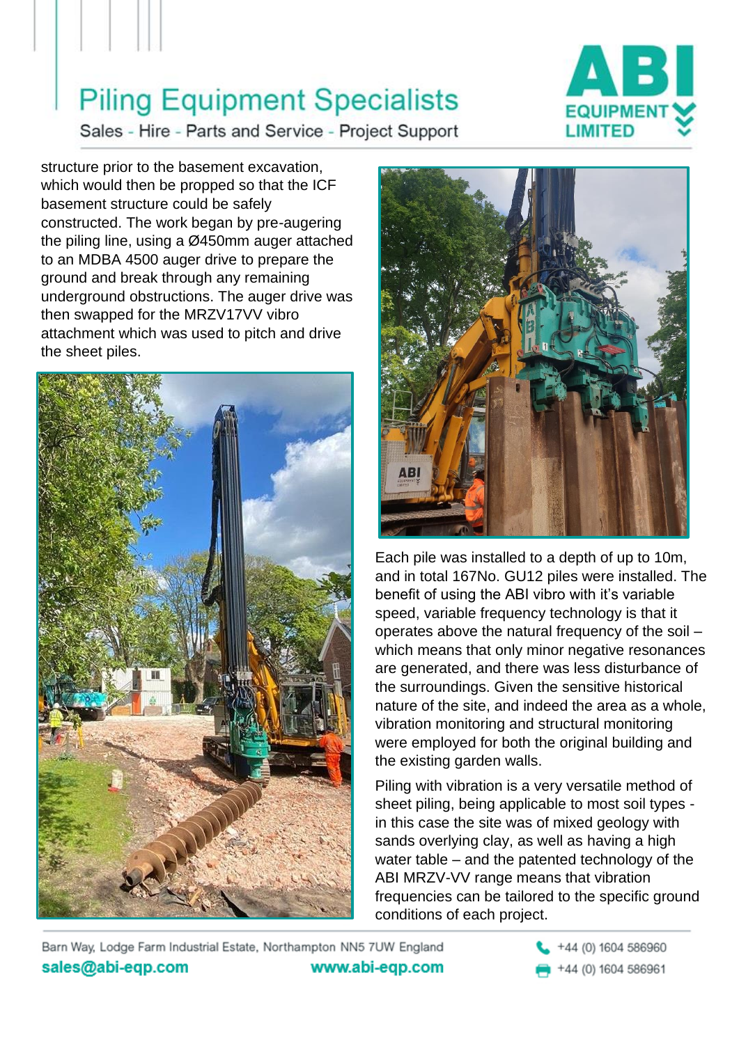structure prior to the basement excavation, which would then be propped so that the ICF basement structure could be safely constructed. The work began by pre-augering the piling line, using a Ø450mm auger attached to an MDBA 4500 auger drive to prepare the ground and break through any remaining underground obstructions. The auger drive was then swapped for the MRZV17VV vibro attachment which was used to pitch and drive the sheet piles.

Each pile was installed to a depth of up to 10m, and in total 167No. GU12 piles were installed. The benefit of using the ABI vibro with it's variable speed, variable frequency technology is that it operates above the natural frequency of the soil – which means that only minor negative resonances are generated, and there was less disturbance of the surroundings. Given the sensitive historical nature of the site, and indeed the area as a whole, vibration monitoring and structural monitoring were employed for both the original building and the existing garden walls.

Piling with vibration is a very versatile method of sheet piling, being applicable to most soil types - in this case the site was of mixed geology with sands overlying clay, as well as having a high water table – and the patented technology of the ABI MRZV-VV range means that vibration frequencies can be tailored to the specific ground conditions of each project.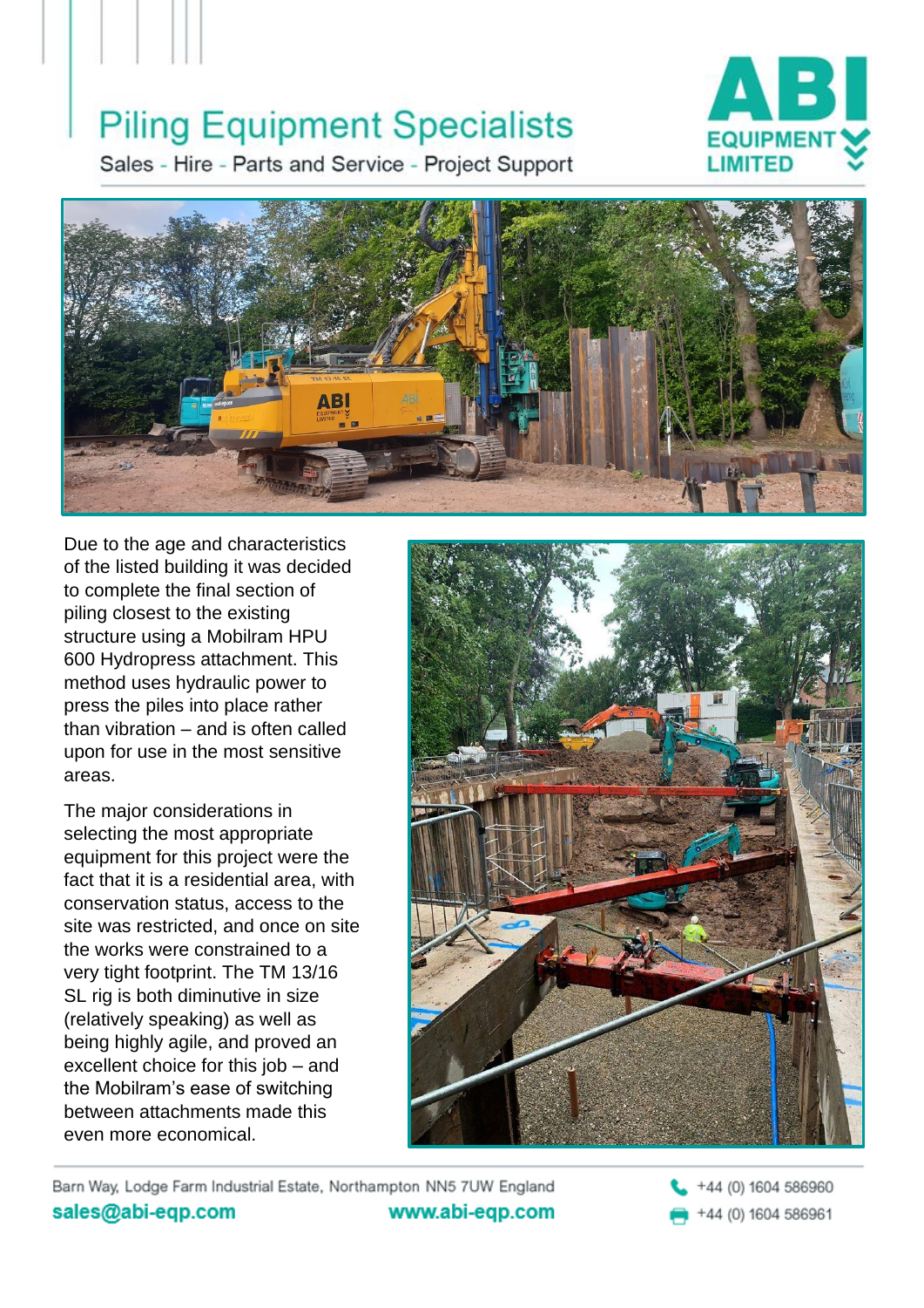# Piling Equipment Specialists

Sales - Hire - Parts and Service - Project Support

ABI EQUIPMENT LIMITED

Due to the age and characteristics of the listed building it was decided to complete the final section of piling closest to the existing structure using a Mobilram HPU 600 Hydropress attachment. This method uses hydraulic power to press the piles into place rather than vibration – and is often called upon for use in the most sensitive areas.

The major considerations in selecting the most appropriate equipment for this project were the fact that it is a residential area, with conservation status, access to the site was restricted, and once on site the works were constrained to a very tight footprint. The TM 13/16 SL rig is both diminutive in size (relatively speaking) as well as being highly agile, and proved an excellent choice for this job – and the Mobilram's ease of switching between attachments made this even more economical.

Barn Way, Lodge Farm Industrial Estate, Northampton NN5 7UW England

sales@abi-eqp.com

www.abi-eqp.com

+44 (0) 1604 586960

+44 (0) 1604 586961